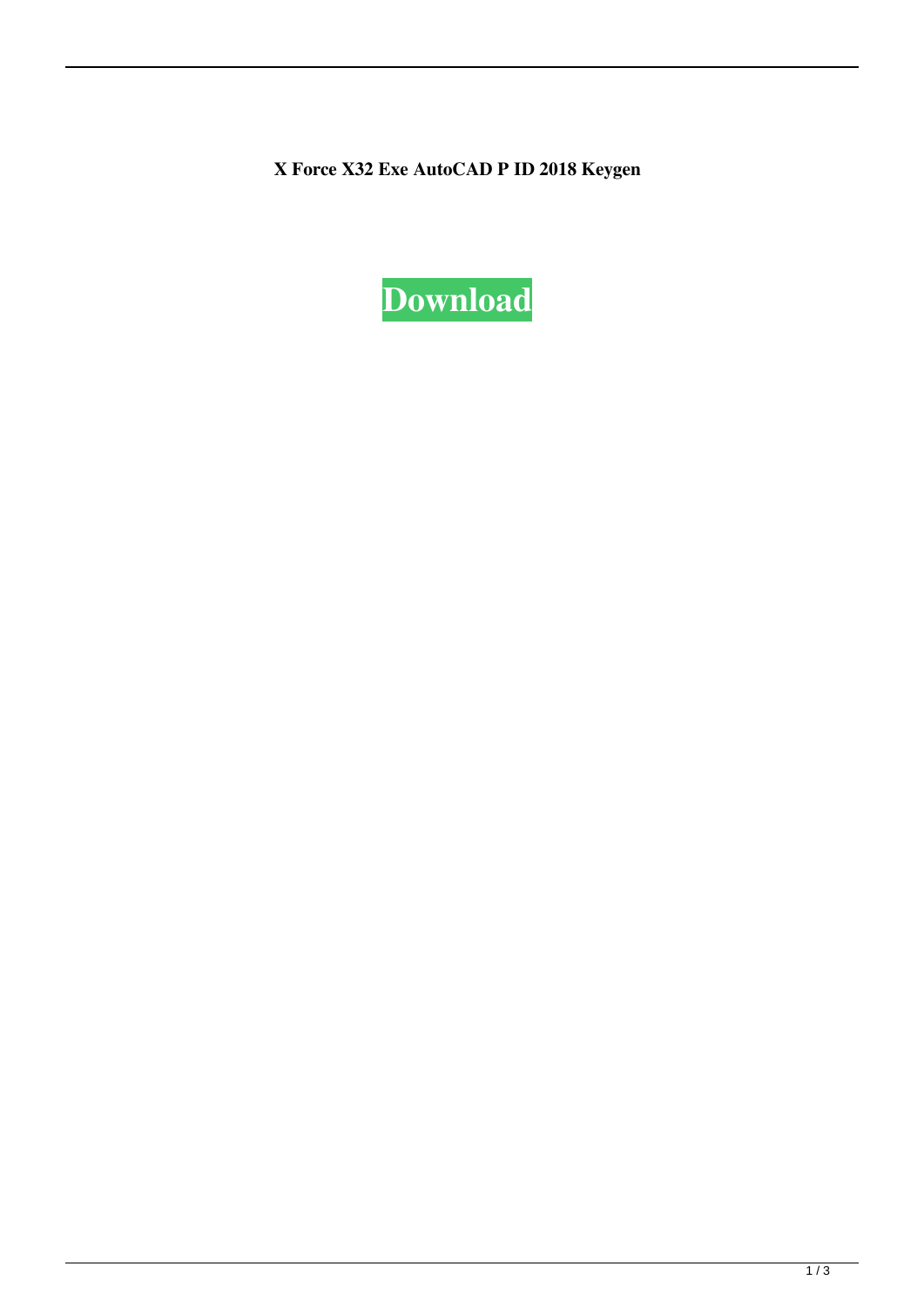**X Force X32 Exe AutoCAD P ID 2018 Keygen**

**Download**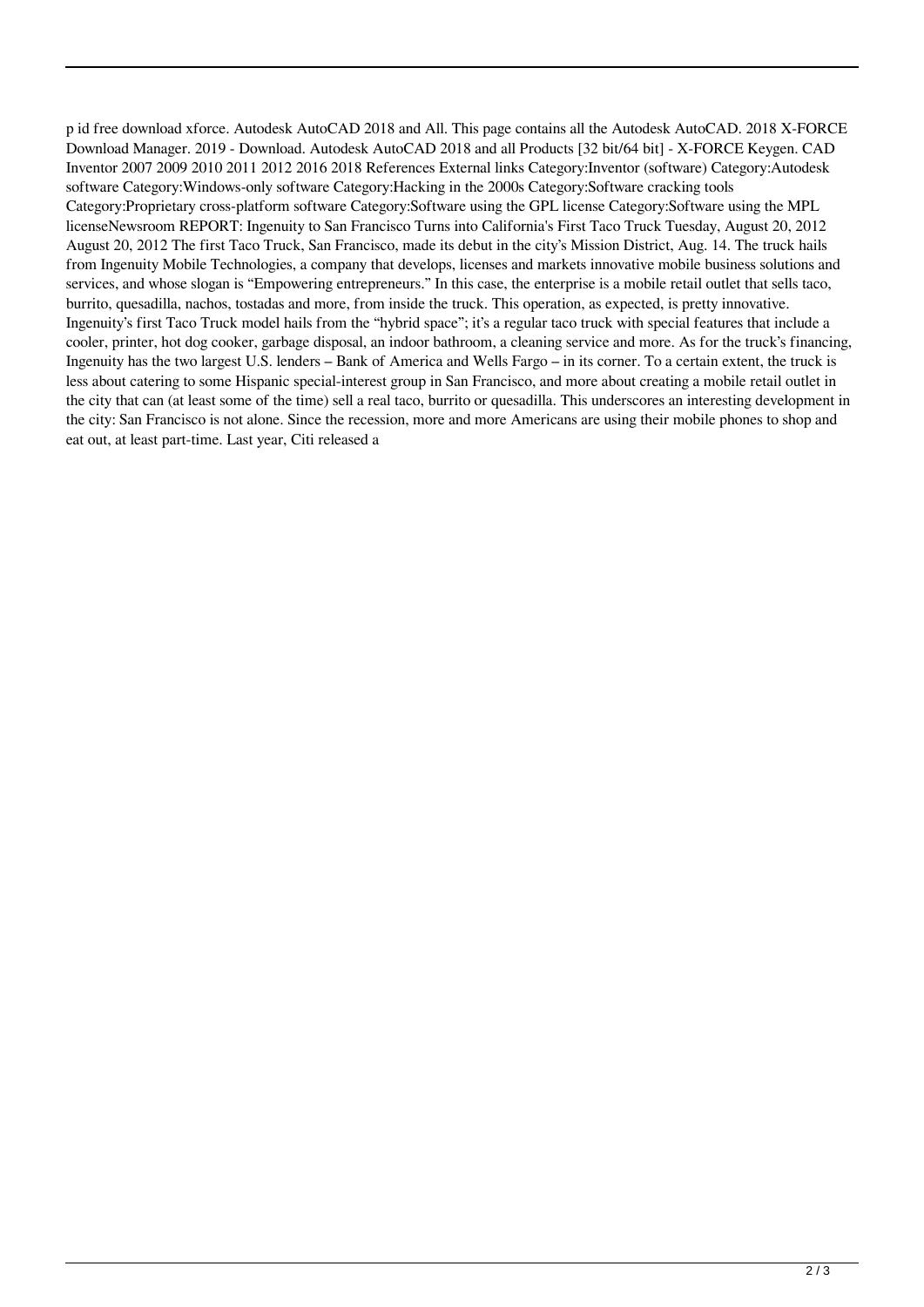p id free download xforce. Autodesk AutoCAD 2018 and All. This page contains all the Autodesk AutoCAD. 2018 X-FORCE Download Manager. 2019 - Download. Autodesk AutoCAD 2018 and all Products [32 bit/64 bit] - X-FORCE Keygen. CAD Inventor 2007 2009 2010 2011 2012 2016 2018 References External links Category:Inventor (software) Category:Autodesk software Category:Windows-only software Category:Hacking in the 2000s Category:Software cracking tools Category:Proprietary cross-platform software Category:Software using the GPL license Category:Software using the MPL licenseNewsroom REPORT: Ingenuity to San Francisco Turns into California's First Taco Truck Tuesday, August 20, 2012 August 20, 2012 The first Taco Truck, San Francisco, made its debut in the city's Mission District, Aug. 14. The truck hails from Ingenuity Mobile Technologies, a company that develops, licenses and markets innovative mobile business solutions and services, and whose slogan is "Empowering entrepreneurs." In this case, the enterprise is a mobile retail outlet that sells taco, burrito, quesadilla, nachos, tostadas and more, from inside the truck. This operation, as expected, is pretty innovative. Ingenuity's first Taco Truck model hails from the "hybrid space"; it's a regular taco truck with special features that include a cooler, printer, hot dog cooker, garbage disposal, an indoor bathroom, a cleaning service and more. As for the truck's financing, Ingenuity has the two largest U.S. lenders – Bank of America and Wells Fargo – in its corner. To a certain extent, the truck is less about catering to some Hispanic special-interest group in San Francisco, and more about creating a mobile retail outlet in the city that can (at least some of the time) sell a real taco, burrito or quesadilla. This underscores an interesting development in the city: San Francisco is not alone. Since the recession, more and more Americans are using their mobile phones to shop and eat out, at least part-time. Last year, Citi released a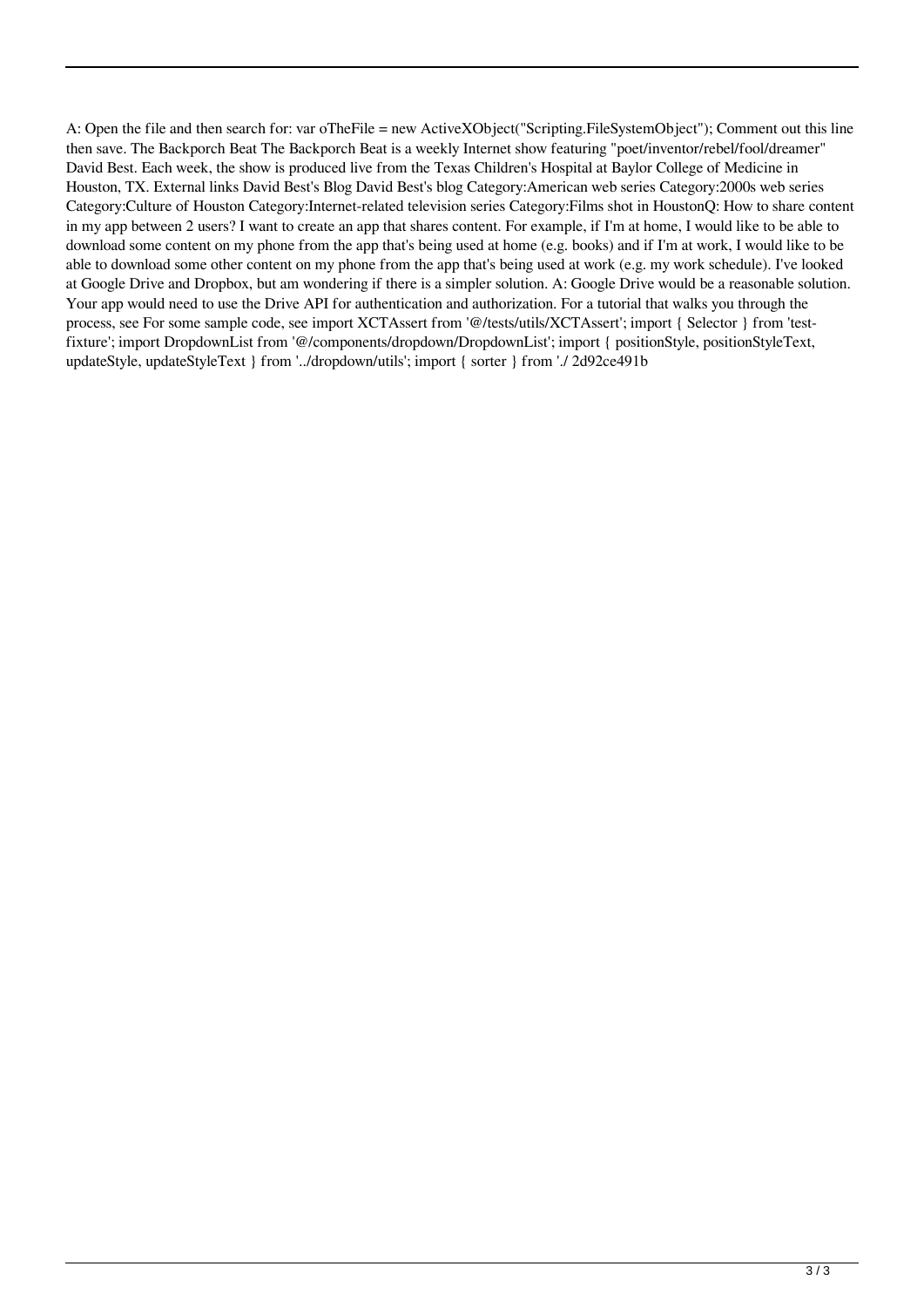A: Open the file and then search for: var oTheFile = new ActiveXObject("Scripting.FileSystemObject"); Comment out this line then save. The Backporch Beat The Backporch Beat is a weekly Internet show featuring "poet/inventor/rebel/fool/dreamer" David Best. Each week, the show is produced live from the Texas Children's Hospital at Baylor College of Medicine in Houston, TX. External links David Best's Blog David Best's blog Category:American web series Category:2000s web series Category:Culture of Houston Category:Internet-related television series Category:Films shot in HoustonQ: How to share content in my app between 2 users? I want to create an app that shares content. For example, if I'm at home, I would like to be able to download some content on my phone from the app that's being used at home (e.g. books) and if I'm at work, I would like to be able to download some other content on my phone from the app that's being used at work (e.g. my work schedule). I've looked at Google Drive and Dropbox, but am wondering if there is a simpler solution. A: Google Drive would be a reasonable solution. Your app would need to use the Drive API for authentication and authorization. For a tutorial that walks you through the process, see For some sample code, see import XCTAssert from '@/tests/utils/XCTAssert'; import { Selector } from 'test-fixture'; import DropdownList from '@/components/dropdown/DropdownList'; import { positionStyle, positionStyleText, updateStyle, updateStyleText } from '../dropdown/utils'; import { sorter } from './ 2d92ce491b